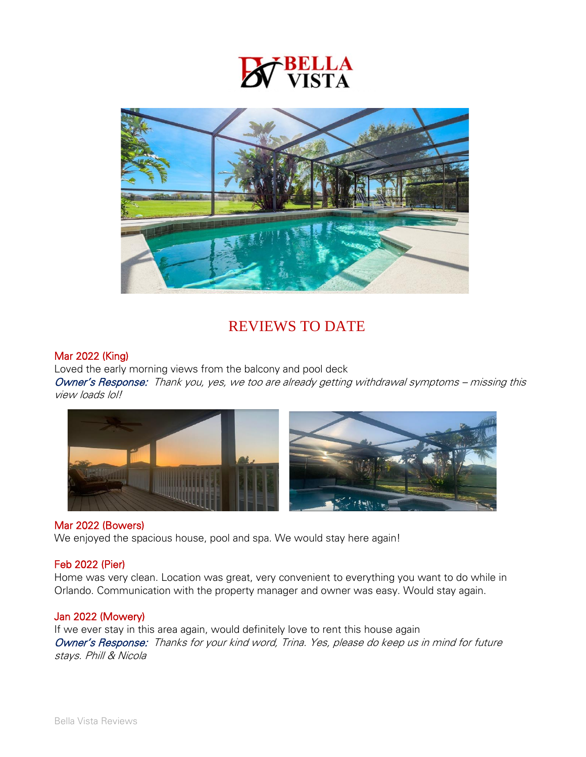# REVIEWS TO DATE

## Mar 2022 (King)

Loved the early morning views from the balcony and pool deck

*Owner's Response: Thank you, yes, we too are already getting withdrawal symptoms – missing this view loads lol!*

## Mar 2022 (Bowers)

We enjoyed the spacious house, pool and spa. We would stay here again!

## Feb 2022 (Pier)

Home was very clean. Location was great, very convenient to everything you want to do while in Orlando. Communication with the property manager and owner was easy. Would stay again.

## Jan 2022 (Mowery)

If we ever stay in this area again, would definitely love to rent this house again

*Owner's Response: Thanks for your kind word, Trina. Yes, please do keep us in mind for future stays. Phill & Nicola*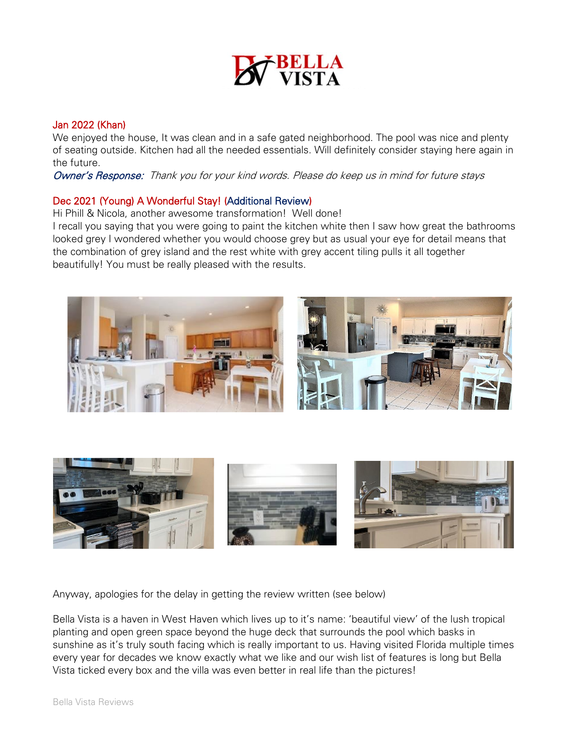Jan 2022 (Khan)

We enjoyed the house, It was clean and in a safe gated neighborhood. The pool was nice and plenty of seating outside. Kitchen had all the needed essentials. Will definitely consider staying here again in the future.

*Owner's Response: Thank you for your kind words. Please do keep us in mind for future stays*

Dec 2021 (Young) A Wonderful Stay! (Additional Review)

Hi Phill & Nicola, another awesome transformation! Well done!

I recall you saying that you were going to paint the kitchen white then I saw how great the bathrooms looked grey I wondered whether you would choose grey but as usual your eye for detail means that the combination of grey island and the rest white with grey accent tiling pulls it all together beautifully! You must be really pleased with the results.

Anyway, apologies for the delay in getting the review written (see below)

Bella Vista is a haven in West Haven which lives up to it's name: 'beautiful view' of the lush tropical planting and open green space beyond the huge deck that surrounds the pool which basks in sunshine as it's truly south facing which is really important to us. Having visited Florida multiple times every year for decades we know exactly what we like and our wish list of features is long but Bella Vista ticked every box and the villa was even better in real life than the pictures!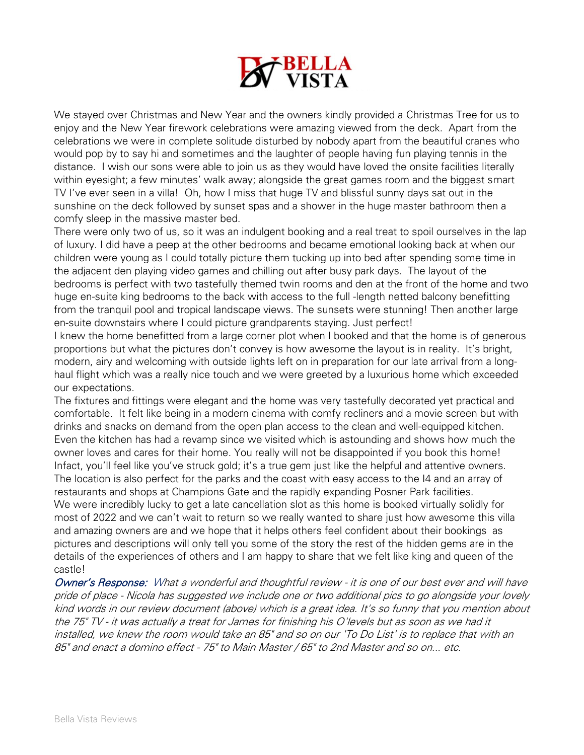BELLA VISTA

We stayed over Christmas and New Year and the owners kindly provided a Christmas Tree for us to enjoy and the New Year firework celebrations were amazing viewed from the deck. Apart from the celebrations we were in complete solitude disturbed by nobody apart from the beautiful cranes who would pop by to say hi and sometimes and the laughter of people having fun playing tennis in the distance. I wish our sons were able to join us as they would have loved the onsite facilities literally within eyesight; a few minutes' walk away; alongside the great games room and the biggest smart TV I've ever seen in a villa! Oh, how I miss that huge TV and blissful sunny days sat out in the sunshine on the deck followed by sunset spas and a shower in the huge master bathroom then a comfy sleep in the massive master bed.

There were only two of us, so it was an indulgent booking and a real treat to spoil ourselves in the lap of luxury. I did have a peep at the other bedrooms and became emotional looking back at when our children were young as I could totally picture them tucking up into bed after spending some time in the adjacent den playing video games and chilling out after busy park days. The layout of the bedrooms is perfect with two tastefully themed twin rooms and den at the front of the home and two huge en-suite king bedrooms to the back with access to the full -length netted balcony benefitting from the tranquil pool and tropical landscape views. The sunsets were stunning! Then another large en-suite downstairs where I could picture grandparents staying. Just perfect!

I knew the home benefitted from a large corner plot when I booked and that the home is of generous proportions but what the pictures don't convey is how awesome the layout is in reality. It's bright, modern, airy and welcoming with outside lights left on in preparation for our late arrival from a long-haul flight which was a really nice touch and we were greeted by a luxurious home which exceeded our expectations.

The fixtures and fittings were elegant and the home was very tastefully decorated yet practical and comfortable. It felt like being in a modern cinema with comfy recliners and a movie screen but with drinks and snacks on demand from the open plan access to the clean and well-equipped kitchen. Even the kitchen has had a revamp since we visited which is astounding and shows how much the owner loves and cares for their home. You really will not be disappointed if you book this home! Infact, you'll feel like you've struck gold; it's a true gem just like the helpful and attentive owners. The location is also perfect for the parks and the coast with easy access to the I4 and an array of restaurants and shops at Champions Gate and the rapidly expanding Posner Park facilities.

We were incredibly lucky to get a late cancellation slot as this home is booked virtually solidly for most of 2022 and we can't wait to return so we really wanted to share just how awesome this villa and amazing owners are and we hope that it helps others feel confident about their bookings as pictures and descriptions will only tell you some of the story the rest of the hidden gems are in the details of the experiences of others and I am happy to share that we felt like king and queen of the castle!

*Owner's Response: What a wonderful and thoughtful review - it is one of our best ever and will have pride of place - Nicola has suggested we include one or two additional pics to go alongside your lovely kind words in our review document (above) which is a great idea. It's so funny that you mention about the 75" TV - it was actually a treat for James for finishing his O'levels but as soon as we had it installed, we knew the room would take an 85" and so on our 'To Do List' is to replace that with an 85" and enact a domino effect - 75" to Main Master / 65" to 2nd Master and so on... etc.*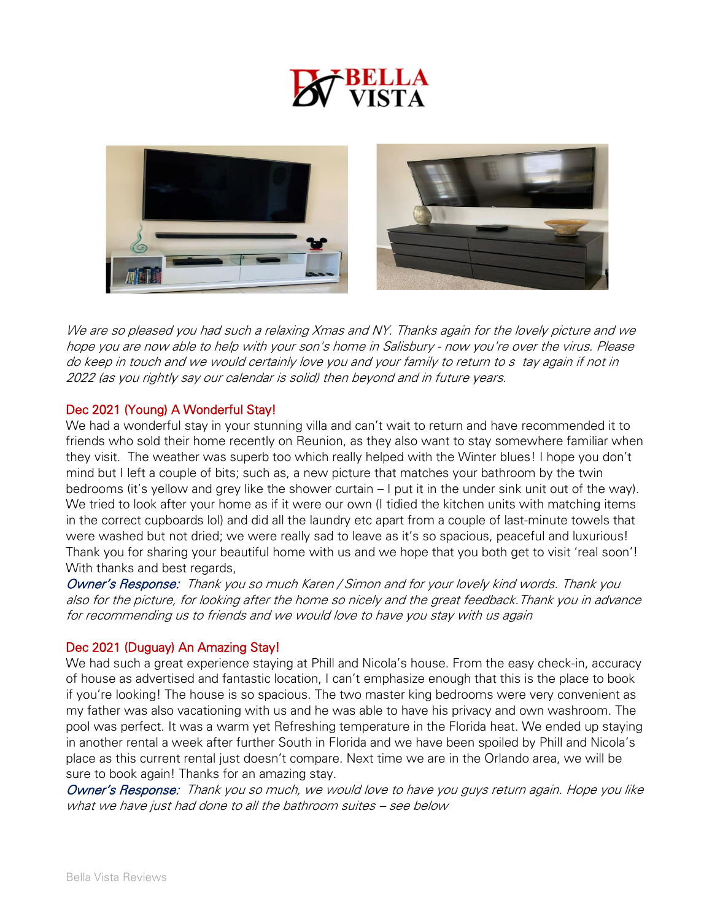*We are so pleased you had such a relaxing Xmas and NY. Thanks again for the lovely picture and we hope you are now able to help with your son's home in Salisbury - now you're over the virus. Please do keep in touch and we would certainly love you and your family to return to s tay again if not in 2022 (as you rightly say our calendar is solid) then beyond and in future years.*

### Dec 2021 (Young) A Wonderful Stay!

We had a wonderful stay in your stunning villa and can't wait to return and have recommended it to friends who sold their home recently on Reunion, as they also want to stay somewhere familiar when they visit. The weather was superb too which really helped with the Winter blues! I hope you don't mind but I left a couple of bits; such as, a new picture that matches your bathroom by the twin bedrooms (it's yellow and grey like the shower curtain – I put it in the under sink unit out of the way). We tried to look after your home as if it were our own (I tidied the kitchen units with matching items in the correct cupboards lol) and did all the laundry etc apart from a couple of last-minute towels that were washed but not dried; we were really sad to leave as it's so spacious, peaceful and luxurious! Thank you for sharing your beautiful home with us and we hope that you both get to visit 'real soon'! With thanks and best regards,

*Owner's Response: Thank you so much Karen / Simon and for your lovely kind words. Thank you also for the picture, for looking after the home so nicely and the great feedback. Thank you in advance for recommending us to friends and we would love to have you stay with us again*

### Dec 2021 (Duguay) An Amazing Stay!

We had such a great experience staying at Phill and Nicola's house. From the easy check-in, accuracy of house as advertised and fantastic location, I can't emphasize enough that this is the place to book if you're looking! The house is so spacious. The two master king bedrooms were very convenient as my father was also vacationing with us and he was able to have his privacy and own washroom. The pool was perfect. It was a warm yet Refreshing temperature in the Florida heat. We ended up staying in another rental a week after further South in Florida and we have been spoiled by Phill and Nicola's place as this current rental just doesn't compare. Next time we are in the Orlando area, we will be sure to book again! Thanks for an amazing stay.

*Owner's Response: Thank you so much, we would love to have you guys return again. Hope you like what we have just had done to all the bathroom suites – see below*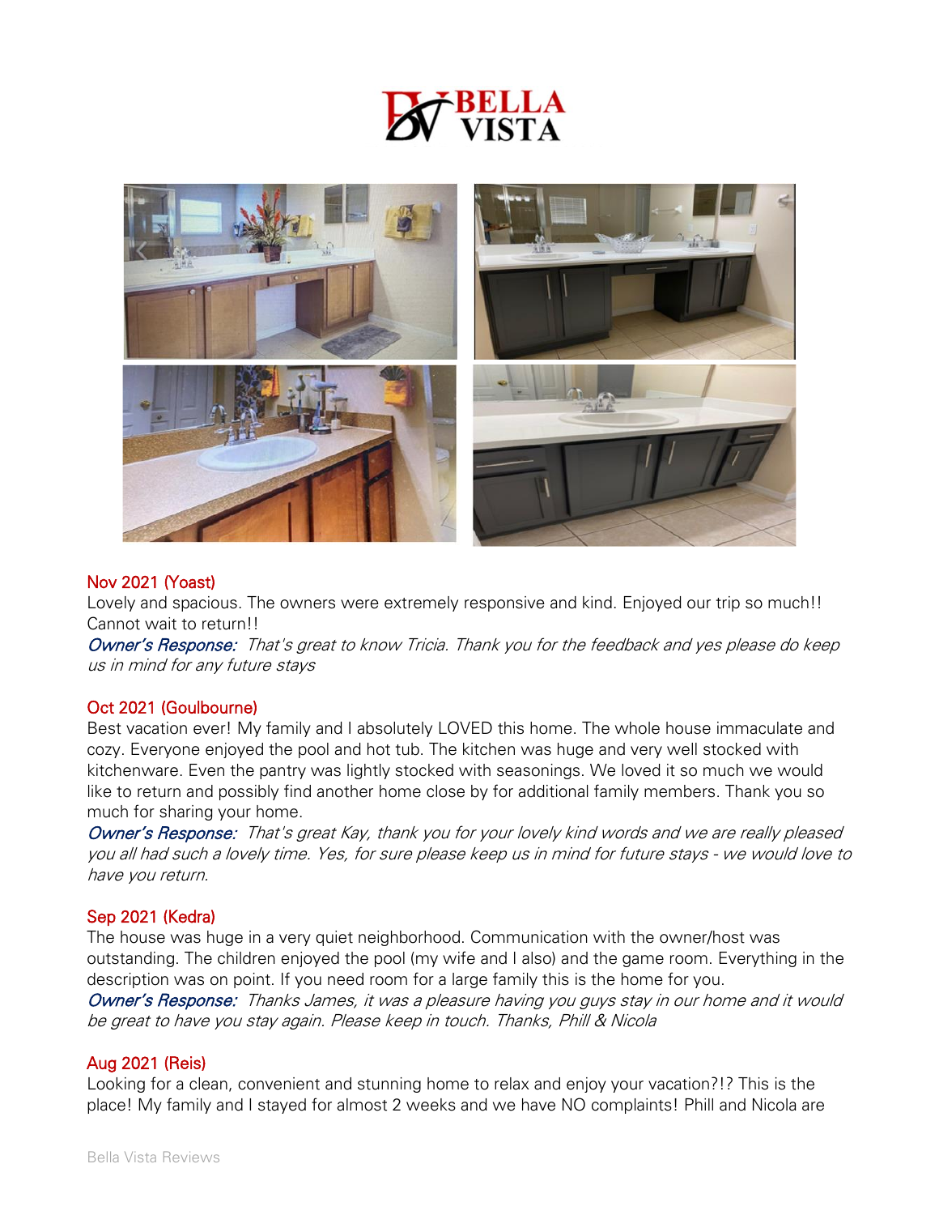BELLA VISTA

Nov 2021 (Yoast)
Lovely and spacious. The owners were extremely responsive and kind. Enjoyed our trip so much!! Cannot wait to return!!
*Owner's Response: That's great to know Tricia. Thank you for the feedback and yes please do keep us in mind for any future stays*

Oct 2021 (Goulbourne)
Best vacation ever! My family and I absolutely LOVED this home. The whole house immaculate and cozy. Everyone enjoyed the pool and hot tub. The kitchen was huge and very well stocked with kitchenware. Even the pantry was lightly stocked with seasonings. We loved it so much we would like to return and possibly find another home close by for additional family members. Thank you so much for sharing your home.
*Owner's Response: That's great Kay, thank you for your lovely kind words and we are really pleased you all had such a lovely time. Yes, for sure please keep us in mind for future stays - we would love to have you return.*

Sep 2021 (Kedra)
The house was huge in a very quiet neighborhood. Communication with the owner/host was outstanding. The children enjoyed the pool (my wife and I also) and the game room. Everything in the description was on point. If you need room for a large family this is the home for you.
*Owner's Response: Thanks James, it was a pleasure having you guys stay in our home and it would be great to have you stay again. Please keep in touch. Thanks, Phill & Nicola*

Aug 2021 (Reis)
Looking for a clean, convenient and stunning home to relax and enjoy your vacation?!? This is the place! My family and I stayed for almost 2 weeks and we have NO complaints! Phill and Nicola are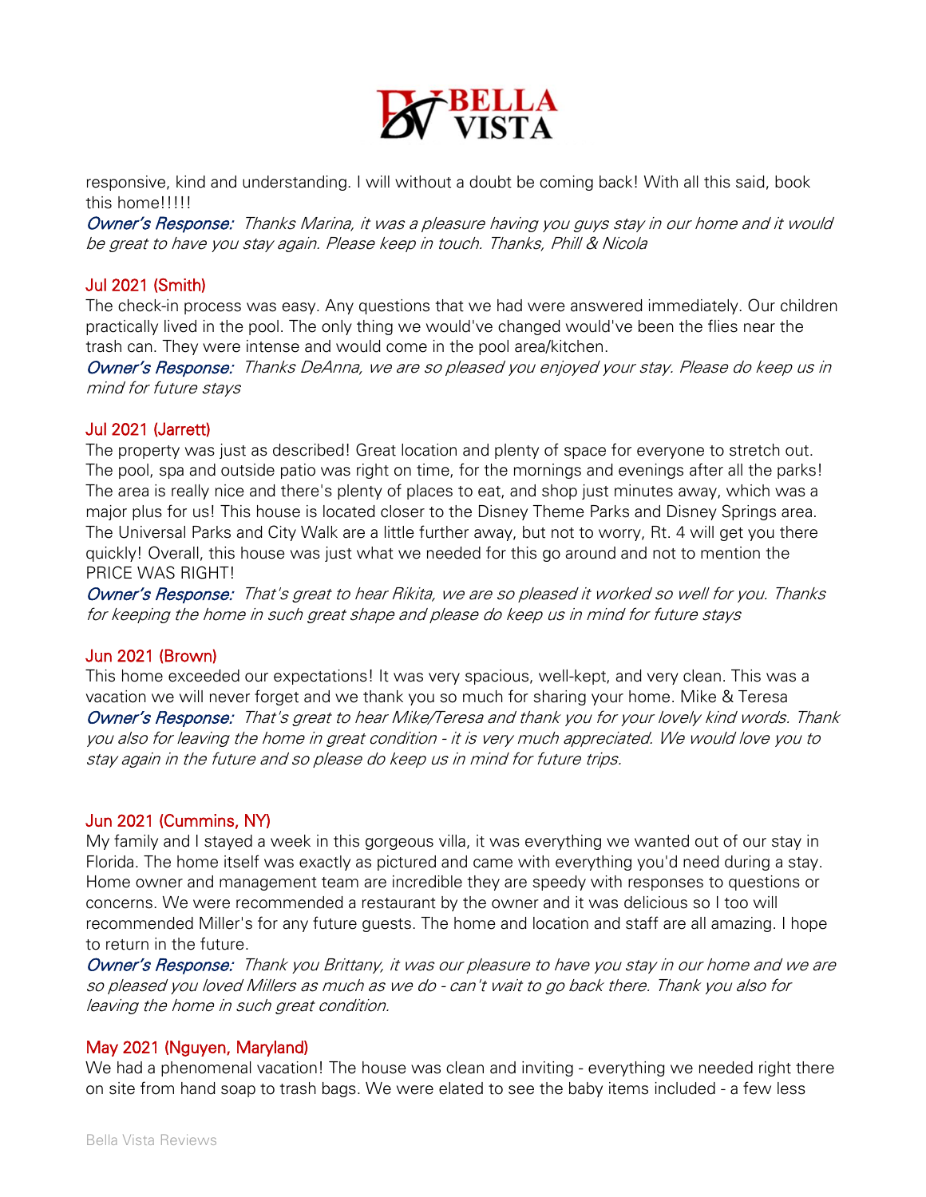responsive, kind and understanding. I will without a doubt be coming back! With all this said, book this home!!!!!

*Owner's Response: Thanks Marina, it was a pleasure having you guys stay in our home and it would be great to have you stay again. Please keep in touch. Thanks, Phill & Nicola*

### Jul 2021 (Smith)

The check-in process was easy. Any questions that we had were answered immediately. Our children practically lived in the pool. The only thing we would've changed would've been the flies near the trash can. They were intense and would come in the pool area/kitchen.

*Owner's Response: Thanks DeAnna, we are so pleased you enjoyed your stay. Please do keep us in mind for future stays*

### Jul 2021 (Jarrett)

The property was just as described! Great location and plenty of space for everyone to stretch out. The pool, spa and outside patio was right on time, for the mornings and evenings after all the parks! The area is really nice and there's plenty of places to eat, and shop just minutes away, which was a major plus for us! This house is located closer to the Disney Theme Parks and Disney Springs area. The Universal Parks and City Walk are a little further away, but not to worry, Rt. 4 will get you there quickly! Overall, this house was just what we needed for this go around and not to mention the PRICE WAS RIGHT!

*Owner's Response: That's great to hear Rikita, we are so pleased it worked so well for you. Thanks for keeping the home in such great shape and please do keep us in mind for future stays*

### Jun 2021 (Brown)

This home exceeded our expectations! It was very spacious, well-kept, and very clean. This was a vacation we will never forget and we thank you so much for sharing your home. Mike & Teresa

*Owner's Response: That's great to hear Mike/Teresa and thank you for your lovely kind words. Thank you also for leaving the home in great condition - it is very much appreciated. We would love you to stay again in the future and so please do keep us in mind for future trips.*

### Jun 2021 (Cummins, NY)

My family and I stayed a week in this gorgeous villa, it was everything we wanted out of our stay in Florida. The home itself was exactly as pictured and came with everything you'd need during a stay. Home owner and management team are incredible they are speedy with responses to questions or concerns. We were recommended a restaurant by the owner and it was delicious so I too will recommended Miller's for any future guests. The home and location and staff are all amazing. I hope to return in the future.

*Owner's Response: Thank you Brittany, it was our pleasure to have you stay in our home and we are so pleased you loved Millers as much as we do - can't wait to go back there. Thank you also for leaving the home in such great condition.*

### May 2021 (Nguyen, Maryland)

We had a phenomenal vacation! The house was clean and inviting - everything we needed right there on site from hand soap to trash bags. We were elated to see the baby items included - a few less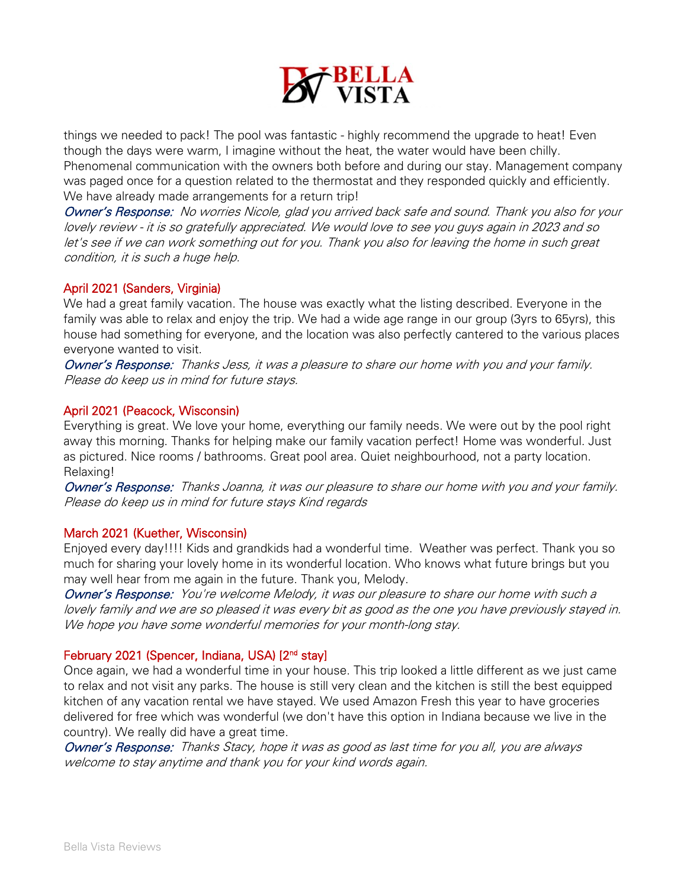things we needed to pack! The pool was fantastic - highly recommend the upgrade to heat! Even though the days were warm, I imagine without the heat, the water would have been chilly. Phenomenal communication with the owners both before and during our stay. Management company was paged once for a question related to the thermostat and they responded quickly and efficiently. We have already made arrangements for a return trip!

*Owner's Response: No worries Nicole, glad you arrived back safe and sound. Thank you also for your lovely review - it is so gratefully appreciated. We would love to see you guys again in 2023 and so let's see if we can work something out for you. Thank you also for leaving the home in such great condition, it is such a huge help.*

### April 2021 (Sanders, Virginia)

We had a great family vacation. The house was exactly what the listing described. Everyone in the family was able to relax and enjoy the trip. We had a wide age range in our group (3yrs to 65yrs), this house had something for everyone, and the location was also perfectly cantered to the various places everyone wanted to visit.

*Owner's Response: Thanks Jess, it was a pleasure to share our home with you and your family. Please do keep us in mind for future stays.*

### April 2021 (Peacock, Wisconsin)

Everything is great. We love your home, everything our family needs. We were out by the pool right away this morning. Thanks for helping make our family vacation perfect! Home was wonderful. Just as pictured. Nice rooms / bathrooms. Great pool area. Quiet neighbourhood, not a party location. Relaxing!

*Owner's Response: Thanks Joanna, it was our pleasure to share our home with you and your family. Please do keep us in mind for future stays Kind regards*

### March 2021 (Kuether, Wisconsin)

Enjoyed every day!!!! Kids and grandkids had a wonderful time. Weather was perfect. Thank you so much for sharing your lovely home in its wonderful location. Who knows what future brings but you may well hear from me again in the future. Thank you, Melody.

*Owner's Response: You're welcome Melody, it was our pleasure to share our home with such a lovely family and we are so pleased it was every bit as good as the one you have previously stayed in. We hope you have some wonderful memories for your month-long stay.*

### February 2021 (Spencer, Indiana, USA) [2nd stay]

Once again, we had a wonderful time in your house. This trip looked a little different as we just came to relax and not visit any parks. The house is still very clean and the kitchen is still the best equipped kitchen of any vacation rental we have stayed. We used Amazon Fresh this year to have groceries delivered for free which was wonderful (we don't have this option in Indiana because we live in the country). We really did have a great time.

*Owner's Response: Thanks Stacy, hope it was as good as last time for you all, you are always welcome to stay anytime and thank you for your kind words again.*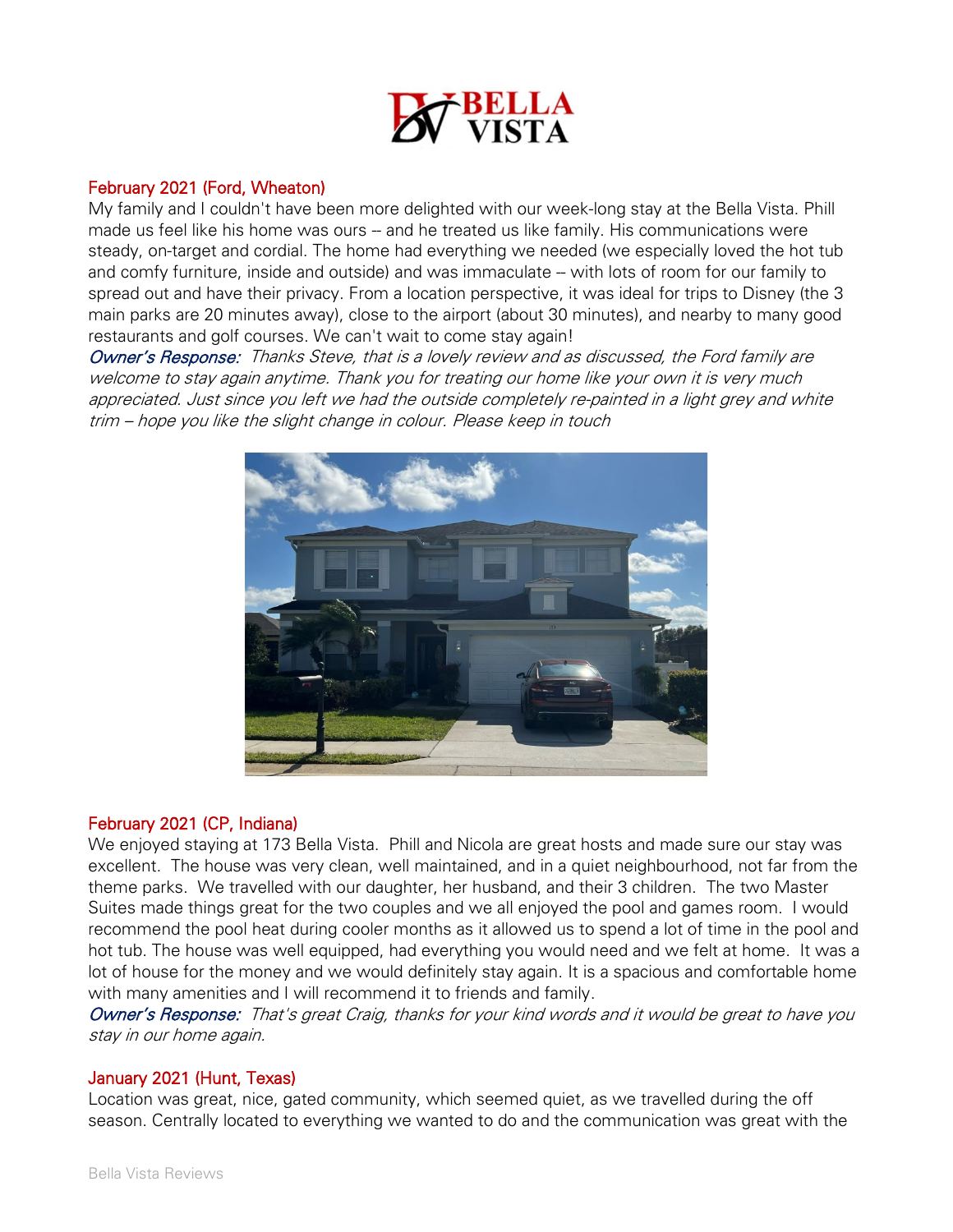February 2021 (Ford, Wheaton)

My family and I couldn't have been more delighted with our week-long stay at the Bella Vista. Phill made us feel like his home was ours -- and he treated us like family. His communications were steady, on-target and cordial. The home had everything we needed (we especially loved the hot tub and comfy furniture, inside and outside) and was immaculate -- with lots of room for our family to spread out and have their privacy. From a location perspective, it was ideal for trips to Disney (the 3 main parks are 20 minutes away), close to the airport (about 30 minutes), and nearby to many good restaurants and golf courses. We can't wait to come stay again!

*Owner's Response: Thanks Steve, that is a lovely review and as discussed, the Ford family are welcome to stay again anytime. Thank you for treating our home like your own it is very much appreciated. Just since you left we had the outside completely re-painted in a light grey and white trim – hope you like the slight change in colour. Please keep in touch*

February 2021 (CP, Indiana)

We enjoyed staying at 173 Bella Vista. Phill and Nicola are great hosts and made sure our stay was excellent. The house was very clean, well maintained, and in a quiet neighbourhood, not far from the theme parks. We travelled with our daughter, her husband, and their 3 children. The two Master Suites made things great for the two couples and we all enjoyed the pool and games room. I would recommend the pool heat during cooler months as it allowed us to spend a lot of time in the pool and hot tub. The house was well equipped, had everything you would need and we felt at home. It was a lot of house for the money and we would definitely stay again. It is a spacious and comfortable home with many amenities and I will recommend it to friends and family.

*Owner's Response: That's great Craig, thanks for your kind words and it would be great to have you stay in our home again.*

January 2021 (Hunt, Texas)

Location was great, nice, gated community, which seemed quiet, as we travelled during the off season. Centrally located to everything we wanted to do and the communication was great with the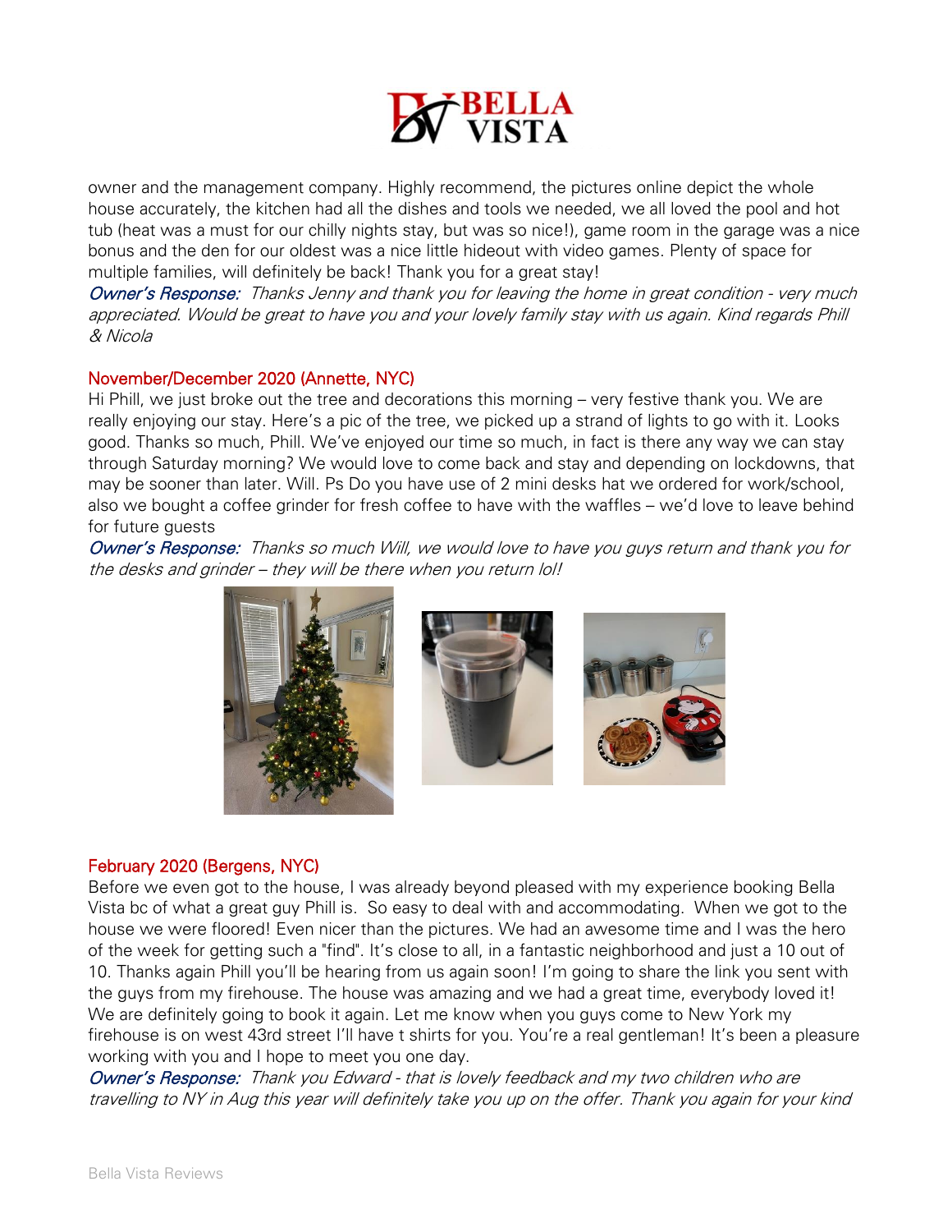owner and the management company. Highly recommend, the pictures online depict the whole house accurately, the kitchen had all the dishes and tools we needed, we all loved the pool and hot tub (heat was a must for our chilly nights stay, but was so nice!), game room in the garage was a nice bonus and the den for our oldest was a nice little hideout with video games. Plenty of space for multiple families, will definitely be back! Thank you for a great stay!

*Owner's Response: Thanks Jenny and thank you for leaving the home in great condition - very much appreciated. Would be great to have you and your lovely family stay with us again. Kind regards Phill & Nicola*

### November/December 2020 (Annette, NYC)

Hi Phill, we just broke out the tree and decorations this morning – very festive thank you. We are really enjoying our stay. Here's a pic of the tree, we picked up a strand of lights to go with it. Looks good. Thanks so much, Phill. We've enjoyed our time so much, in fact is there any way we can stay through Saturday morning? We would love to come back and stay and depending on lockdowns, that may be sooner than later. Will. Ps Do you have use of 2 mini desks hat we ordered for work/school, also we bought a coffee grinder for fresh coffee to have with the waffles – we'd love to leave behind for future guests

*Owner's Response: Thanks so much Will, we would love to have you guys return and thank you for the desks and grinder – they will be there when you return lol!*

### February 2020 (Bergens, NYC)

Before we even got to the house, I was already beyond pleased with my experience booking Bella Vista bc of what a great guy Phill is. So easy to deal with and accommodating. When we got to the house we were floored! Even nicer than the pictures. We had an awesome time and I was the hero of the week for getting such a "find". It's close to all, in a fantastic neighborhood and just a 10 out of 10. Thanks again Phill you'll be hearing from us again soon! I'm going to share the link you sent with the guys from my firehouse. The house was amazing and we had a great time, everybody loved it! We are definitely going to book it again. Let me know when you guys come to New York my firehouse is on west 43rd street I'll have t shirts for you. You're a real gentleman! It's been a pleasure working with you and I hope to meet you one day.

*Owner's Response: Thank you Edward - that is lovely feedback and my two children who are travelling to NY in Aug this year will definitely take you up on the offer. Thank you again for your kind*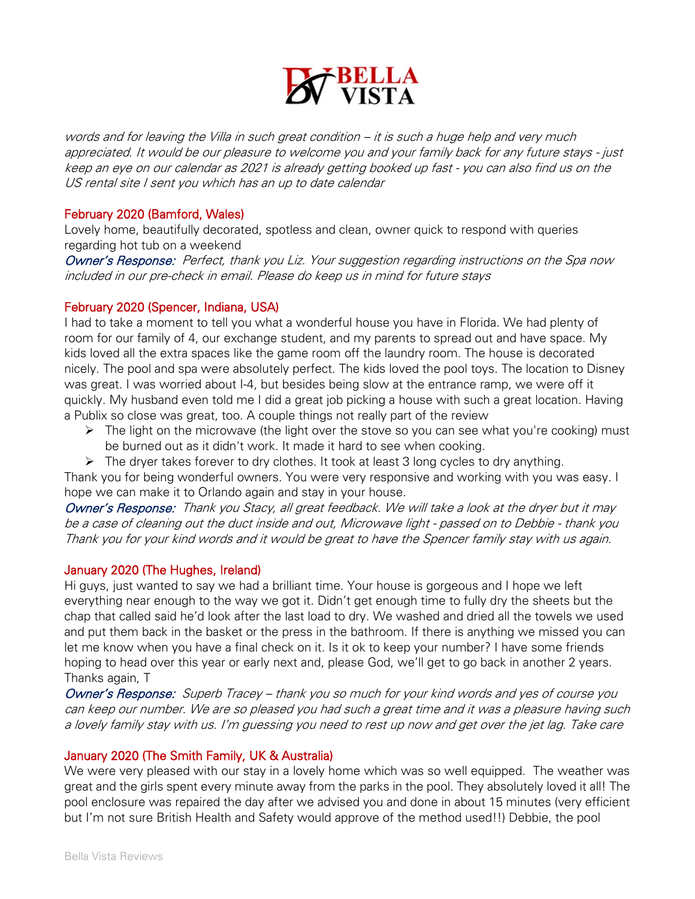*words and for leaving the Villa in such great condition – it is such a huge help and very much appreciated. It would be our pleasure to welcome you and your family back for any future stays - just keep an eye on our calendar as 2021 is already getting booked up fast - you can also find us on the US rental site I sent you which has an up to date calendar*

### February 2020 (Bamford, Wales)

Lovely home, beautifully decorated, spotless and clean, owner quick to respond with queries regarding hot tub on a weekend

***Owner's Response:*** *Perfect, thank you Liz. Your suggestion regarding instructions on the Spa now included in our pre-check in email. Please do keep us in mind for future stays*

### February 2020 (Spencer, Indiana, USA)

I had to take a moment to tell you what a wonderful house you have in Florida. We had plenty of room for our family of 4, our exchange student, and my parents to spread out and have space. My kids loved all the extra spaces like the game room off the laundry room. The house is decorated nicely. The pool and spa were absolutely perfect. The kids loved the pool toys. The location to Disney was great. I was worried about I-4, but besides being slow at the entrance ramp, we were off it quickly. My husband even told me I did a great job picking a house with such a great location. Having a Publix so close was great, too. A couple things not really part of the review

- The light on the microwave (the light over the stove so you can see what you're cooking) must be burned out as it didn't work. It made it hard to see when cooking.
- The dryer takes forever to dry clothes. It took at least 3 long cycles to dry anything.

Thank you for being wonderful owners. You were very responsive and working with you was easy. I hope we can make it to Orlando again and stay in your house.

***Owner's Response:*** *Thank you Stacy, all great feedback. We will take a look at the dryer but it may be a case of cleaning out the duct inside and out, Microwave light - passed on to Debbie - thank you Thank you for your kind words and it would be great to have the Spencer family stay with us again.*

### January 2020 (The Hughes, Ireland)

Hi guys, just wanted to say we had a brilliant time. Your house is gorgeous and I hope we left everything near enough to the way we got it. Didn't get enough time to fully dry the sheets but the chap that called said he'd look after the last load to dry. We washed and dried all the towels we used and put them back in the basket or the press in the bathroom. If there is anything we missed you can let me know when you have a final check on it. Is it ok to keep your number? I have some friends hoping to head over this year or early next and, please God, we'll get to go back in another 2 years. Thanks again, T

***Owner's Response:*** *Superb Tracey – thank you so much for your kind words and yes of course you can keep our number. We are so pleased you had such a great time and it was a pleasure having such a lovely family stay with us. I'm guessing you need to rest up now and get over the jet lag. Take care*

### January 2020 (The Smith Family, UK & Australia)

We were very pleased with our stay in a lovely home which was so well equipped. The weather was great and the girls spent every minute away from the parks in the pool. They absolutely loved it all! The pool enclosure was repaired the day after we advised you and done in about 15 minutes (very efficient but I'm not sure British Health and Safety would approve of the method used!!) Debbie, the pool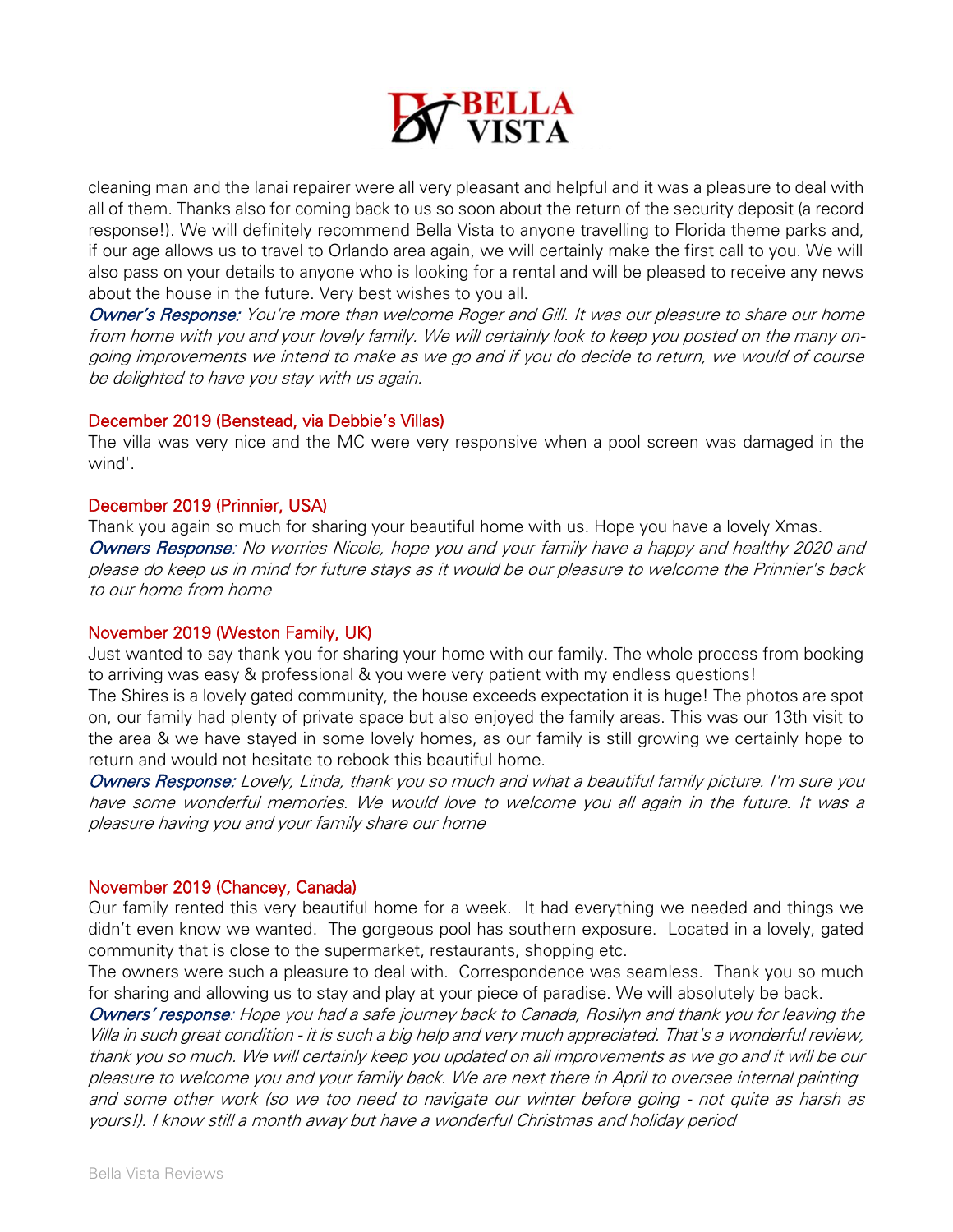cleaning man and the lanai repairer were all very pleasant and helpful and it was a pleasure to deal with all of them. Thanks also for coming back to us so soon about the return of the security deposit (a record response!). We will definitely recommend Bella Vista to anyone travelling to Florida theme parks and, if our age allows us to travel to Orlando area again, we will certainly make the first call to you. We will also pass on your details to anyone who is looking for a rental and will be pleased to receive any news about the house in the future. Very best wishes to you all.

*Owner's Response: You're more than welcome Roger and Gill. It was our pleasure to share our home from home with you and your lovely family. We will certainly look to keep you posted on the many on-going improvements we intend to make as we go and if you do decide to return, we would of course be delighted to have you stay with us again.*

#### December 2019 (Benstead, via Debbie's Villas)

The villa was very nice and the MC were very responsive when a pool screen was damaged in the wind'.

#### December 2019 (Prinnier, USA)

Thank you again so much for sharing your beautiful home with us. Hope you have a lovely Xmas.

*Owners Response: No worries Nicole, hope you and your family have a happy and healthy 2020 and please do keep us in mind for future stays as it would be our pleasure to welcome the Prinnier's back to our home from home*

#### November 2019 (Weston Family, UK)

Just wanted to say thank you for sharing your home with our family. The whole process from booking to arriving was easy & professional & you were very patient with my endless questions!

The Shires is a lovely gated community, the house exceeds expectation it is huge! The photos are spot on, our family had plenty of private space but also enjoyed the family areas. This was our 13th visit to the area & we have stayed in some lovely homes, as our family is still growing we certainly hope to return and would not hesitate to rebook this beautiful home.

*Owners Response: Lovely, Linda, thank you so much and what a beautiful family picture. I'm sure you have some wonderful memories. We would love to welcome you all again in the future. It was a pleasure having you and your family share our home*

#### November 2019 (Chancey, Canada)

Our family rented this very beautiful home for a week. It had everything we needed and things we didn't even know we wanted. The gorgeous pool has southern exposure. Located in a lovely, gated community that is close to the supermarket, restaurants, shopping etc.

The owners were such a pleasure to deal with. Correspondence was seamless. Thank you so much for sharing and allowing us to stay and play at your piece of paradise. We will absolutely be back.

*Owners' response: Hope you had a safe journey back to Canada, Rosilyn and thank you for leaving the Villa in such great condition - it is such a big help and very much appreciated. That's a wonderful review, thank you so much. We will certainly keep you updated on all improvements as we go and it will be our pleasure to welcome you and your family back. We are next there in April to oversee internal painting and some other work (so we too need to navigate our winter before going - not quite as harsh as yours!). I know still a month away but have a wonderful Christmas and holiday period*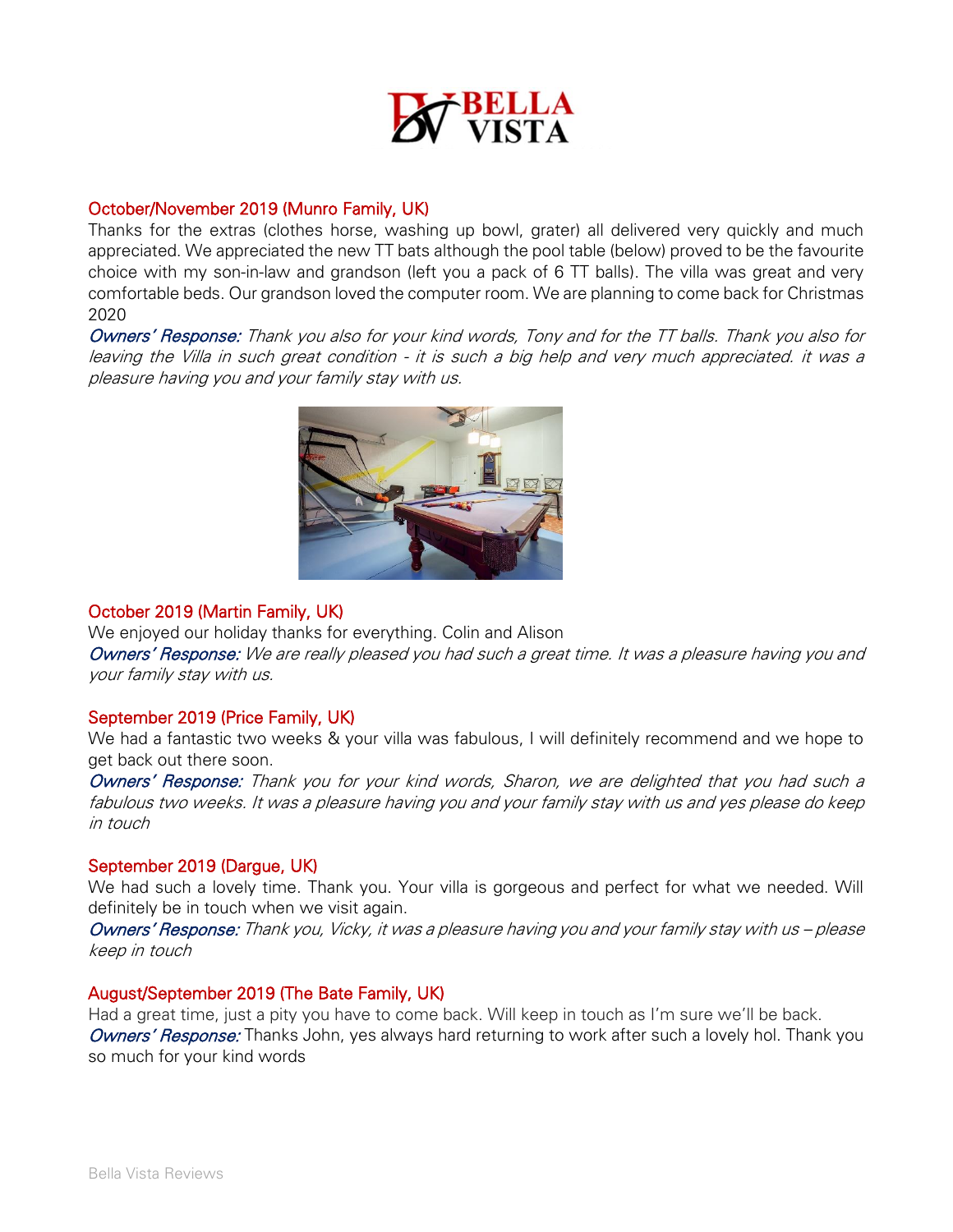BELLA VISTA

October/November 2019 (Munro Family, UK)

Thanks for the extras (clothes horse, washing up bowl, grater) all delivered very quickly and much appreciated. We appreciated the new TT bats although the pool table (below) proved to be the favourite choice with my son-in-law and grandson (left you a pack of 6 TT balls). The villa was great and very comfortable beds. Our grandson loved the computer room. We are planning to come back for Christmas 2020

*Owners' Response: Thank you also for your kind words, Tony and for the TT balls. Thank you also for leaving the Villa in such great condition - it is such a big help and very much appreciated. it was a pleasure having you and your family stay with us.*

October 2019 (Martin Family, UK)

We enjoyed our holiday thanks for everything. Colin and Alison

*Owners' Response: We are really pleased you had such a great time. It was a pleasure having you and your family stay with us.*

September 2019 (Price Family, UK)

We had a fantastic two weeks & your villa was fabulous, I will definitely recommend and we hope to get back out there soon.

*Owners' Response: Thank you for your kind words, Sharon, we are delighted that you had such a fabulous two weeks. It was a pleasure having you and your family stay with us and yes please do keep in touch*

September 2019 (Dargue, UK)

We had such a lovely time. Thank you. Your villa is gorgeous and perfect for what we needed. Will definitely be in touch when we visit again.

*Owners' Response: Thank you, Vicky, it was a pleasure having you and your family stay with us – please keep in touch*

August/September 2019 (The Bate Family, UK)

Had a great time, just a pity you have to come back. Will keep in touch as I'm sure we'll be back.

*Owners' Response:* Thanks John, yes always hard returning to work after such a lovely hol. Thank you so much for your kind words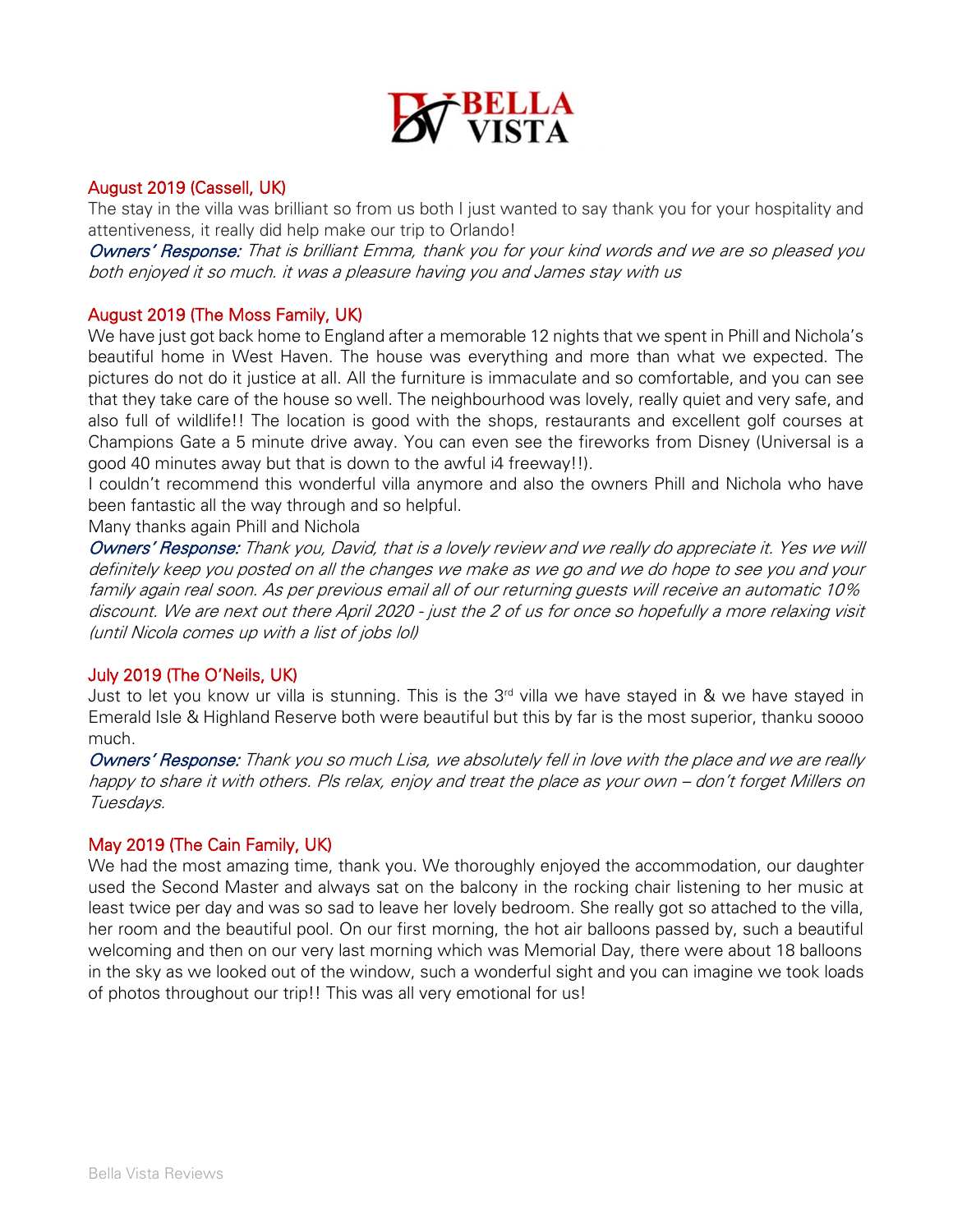BELLA VISTA

## August 2019 (Cassell, UK)

The stay in the villa was brilliant so from us both I just wanted to say thank you for your hospitality and attentiveness, it really did help make our trip to Orlando!

***Owners' Response:*** *That is brilliant Emma, thank you for your kind words and we are so pleased you both enjoyed it so much. it was a pleasure having you and James stay with us*

## August 2019 (The Moss Family, UK)

We have just got back home to England after a memorable 12 nights that we spent in Phill and Nichola's beautiful home in West Haven. The house was everything and more than what we expected. The pictures do not do it justice at all. All the furniture is immaculate and so comfortable, and you can see that they take care of the house so well. The neighbourhood was lovely, really quiet and very safe, and also full of wildlife!! The location is good with the shops, restaurants and excellent golf courses at Champions Gate a 5 minute drive away. You can even see the fireworks from Disney (Universal is a good 40 minutes away but that is down to the awful i4 freeway!!).

I couldn't recommend this wonderful villa anymore and also the owners Phill and Nichola who have been fantastic all the way through and so helpful.

Many thanks again Phill and Nichola

***Owners' Response:*** *Thank you, David, that is a lovely review and we really do appreciate it. Yes we will definitely keep you posted on all the changes we make as we go and we do hope to see you and your family again real soon. As per previous email all of our returning guests will receive an automatic 10% discount. We are next out there April 2020 - just the 2 of us for once so hopefully a more relaxing visit (until Nicola comes up with a list of jobs lol)*

## July 2019 (The O'Neils, UK)

Just to let you know ur villa is stunning. This is the 3rd villa we have stayed in & we have stayed in Emerald Isle & Highland Reserve both were beautiful but this by far is the most superior, thanku soooo much.

***Owners' Response:*** *Thank you so much Lisa, we absolutely fell in love with the place and we are really happy to share it with others. Pls relax, enjoy and treat the place as your own – don't forget Millers on Tuesdays.*

## May 2019 (The Cain Family, UK)

We had the most amazing time, thank you. We thoroughly enjoyed the accommodation, our daughter used the Second Master and always sat on the balcony in the rocking chair listening to her music at least twice per day and was so sad to leave her lovely bedroom. She really got so attached to the villa, her room and the beautiful pool. On our first morning, the hot air balloons passed by, such a beautiful welcoming and then on our very last morning which was Memorial Day, there were about 18 balloons in the sky as we looked out of the window, such a wonderful sight and you can imagine we took loads of photos throughout our trip!! This was all very emotional for us!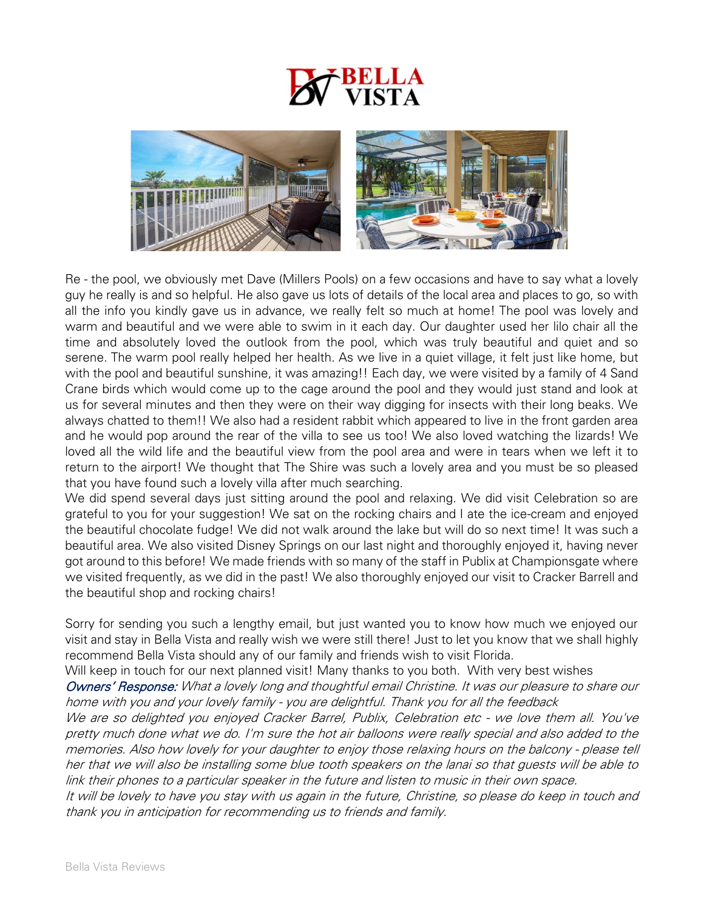Re - the pool, we obviously met Dave (Millers Pools) on a few occasions and have to say what a lovely guy he really is and so helpful. He also gave us lots of details of the local area and places to go, so with all the info you kindly gave us in advance, we really felt so much at home! The pool was lovely and warm and beautiful and we were able to swim in it each day. Our daughter used her lilo chair all the time and absolutely loved the outlook from the pool, which was truly beautiful and quiet and so serene. The warm pool really helped her health. As we live in a quiet village, it felt just like home, but with the pool and beautiful sunshine, it was amazing!! Each day, we were visited by a family of 4 Sand Crane birds which would come up to the cage around the pool and they would just stand and look at us for several minutes and then they were on their way digging for insects with their long beaks. We always chatted to them!! We also had a resident rabbit which appeared to live in the front garden area and he would pop around the rear of the villa to see us too! We also loved watching the lizards! We loved all the wild life and the beautiful view from the pool area and were in tears when we left it to return to the airport! We thought that The Shire was such a lovely area and you must be so pleased that you have found such a lovely villa after much searching.
We did spend several days just sitting around the pool and relaxing. We did visit Celebration so are grateful to you for your suggestion! We sat on the rocking chairs and I ate the ice-cream and enjoyed the beautiful chocolate fudge! We did not walk around the lake but will do so next time! It was such a beautiful area. We also visited Disney Springs on our last night and thoroughly enjoyed it, having never got around to this before! We made friends with so many of the staff in Publix at Championsgate where we visited frequently, as we did in the past! We also thoroughly enjoyed our visit to Cracker Barrell and the beautiful shop and rocking chairs!

Sorry for sending you such a lengthy email, but just wanted you to know how much we enjoyed our visit and stay in Bella Vista and really wish we were still there! Just to let you know that we shall highly recommend Bella Vista should any of our family and friends wish to visit Florida.
Will keep in touch for our next planned visit! Many thanks to you both. With very best wishes
*Owners' Response: What a lovely long and thoughtful email Christine. It was our pleasure to share our home with you and your lovely family - you are delightful. Thank you for all the feedback*
*We are so delighted you enjoyed Cracker Barrel, Publix, Celebration etc - we love them all. You've pretty much done what we do. I'm sure the hot air balloons were really special and also added to the memories. Also how lovely for your daughter to enjoy those relaxing hours on the balcony - please tell her that we will also be installing some blue tooth speakers on the lanai so that guests will be able to link their phones to a particular speaker in the future and listen to music in their own space.*
*It will be lovely to have you stay with us again in the future, Christine, so please do keep in touch and thank you in anticipation for recommending us to friends and family.*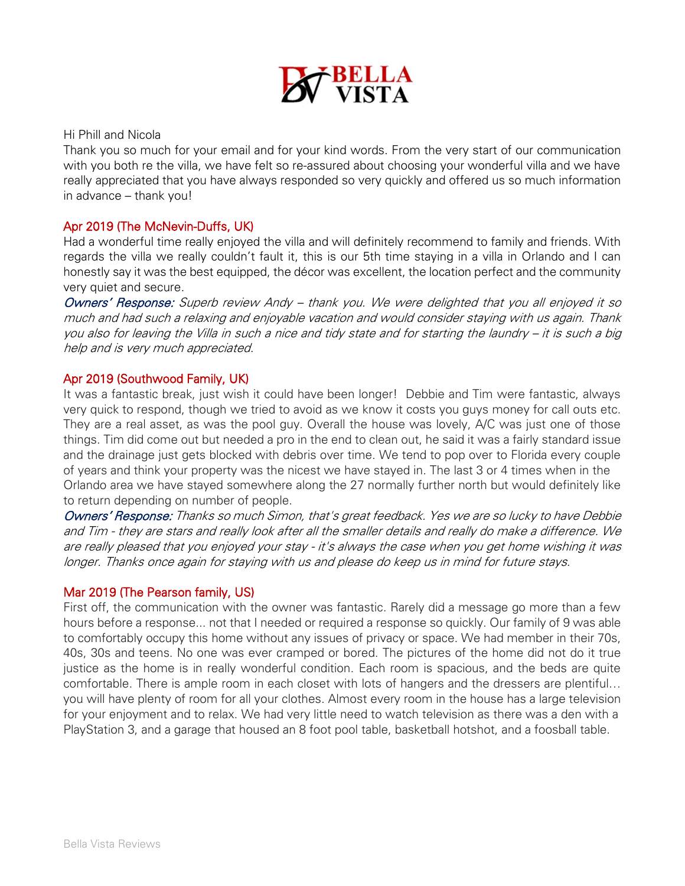Hi Phill and Nicola

Thank you so much for your email and for your kind words. From the very start of our communication with you both re the villa, we have felt so re-assured about choosing your wonderful villa and we have really appreciated that you have always responded so very quickly and offered us so much information in advance – thank you!

### Apr 2019 (The McNevin-Duffs, UK)

Had a wonderful time really enjoyed the villa and will definitely recommend to family and friends. With regards the villa we really couldn't fault it, this is our 5th time staying in a villa in Orlando and I can honestly say it was the best equipped, the décor was excellent, the location perfect and the community very quiet and secure.

*Owners' Response: Superb review Andy – thank you. We were delighted that you all enjoyed it so much and had such a relaxing and enjoyable vacation and would consider staying with us again. Thank you also for leaving the Villa in such a nice and tidy state and for starting the laundry – it is such a big help and is very much appreciated.*

### Apr 2019 (Southwood Family, UK)

It was a fantastic break, just wish it could have been longer! Debbie and Tim were fantastic, always very quick to respond, though we tried to avoid as we know it costs you guys money for call outs etc. They are a real asset, as was the pool guy. Overall the house was lovely, A/C was just one of those things. Tim did come out but needed a pro in the end to clean out, he said it was a fairly standard issue and the drainage just gets blocked with debris over time. We tend to pop over to Florida every couple of years and think your property was the nicest we have stayed in. The last 3 or 4 times when in the Orlando area we have stayed somewhere along the 27 normally further north but would definitely like to return depending on number of people.

*Owners' Response: Thanks so much Simon, that's great feedback. Yes we are so lucky to have Debbie and Tim - they are stars and really look after all the smaller details and really do make a difference. We are really pleased that you enjoyed your stay - it's always the case when you get home wishing it was longer. Thanks once again for staying with us and please do keep us in mind for future stays.*

### Mar 2019 (The Pearson family, US)

First off, the communication with the owner was fantastic. Rarely did a message go more than a few hours before a response... not that I needed or required a response so quickly. Our family of 9 was able to comfortably occupy this home without any issues of privacy or space. We had member in their 70s, 40s, 30s and teens. No one was ever cramped or bored. The pictures of the home did not do it true justice as the home is in really wonderful condition. Each room is spacious, and the beds are quite comfortable. There is ample room in each closet with lots of hangers and the dressers are plentiful… you will have plenty of room for all your clothes. Almost every room in the house has a large television for your enjoyment and to relax. We had very little need to watch television as there was a den with a PlayStation 3, and a garage that housed an 8 foot pool table, basketball hotshot, and a foosball table.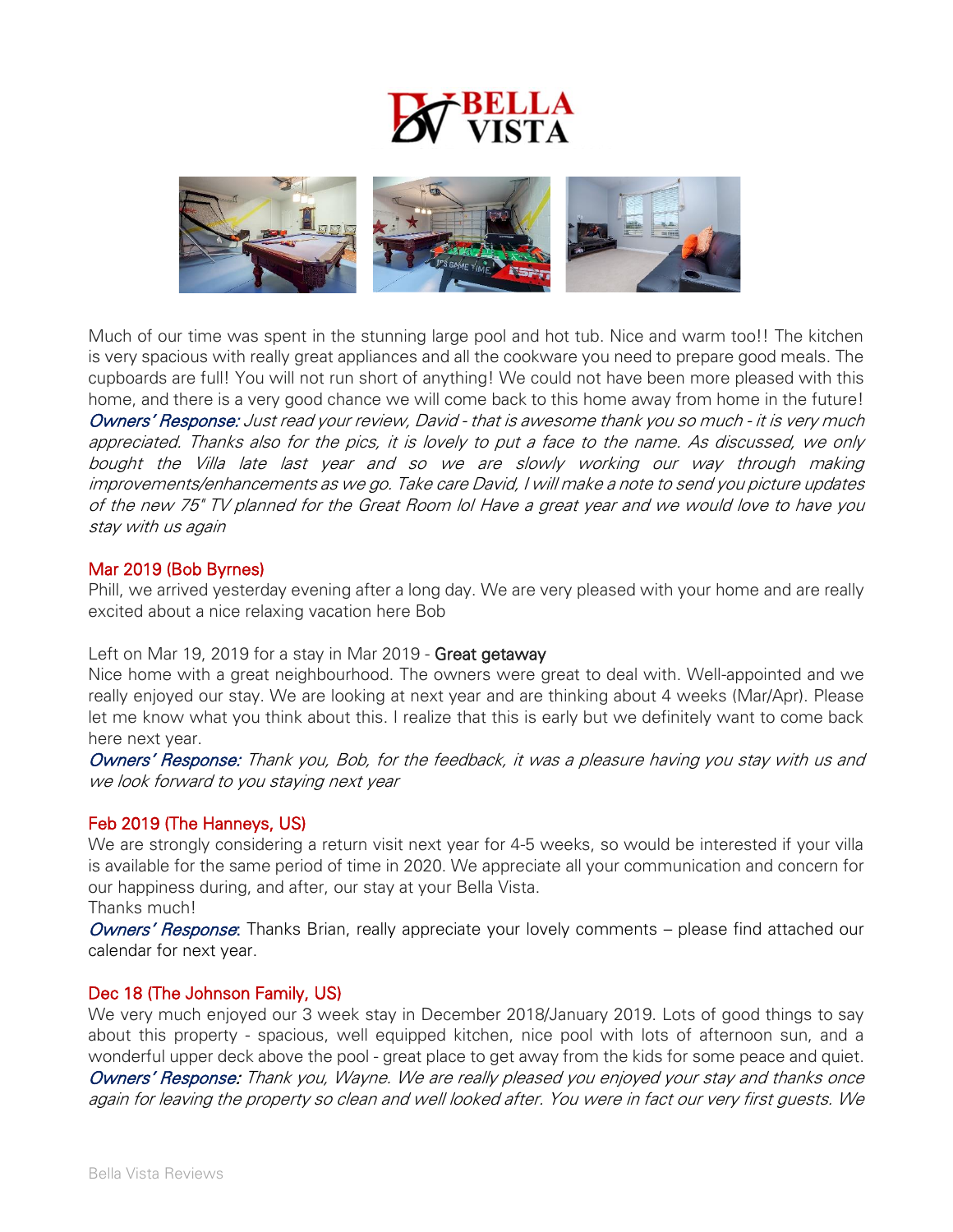Much of our time was spent in the stunning large pool and hot tub. Nice and warm too!! The kitchen is very spacious with really great appliances and all the cookware you need to prepare good meals. The cupboards are full! You will not run short of anything! We could not have been more pleased with this home, and there is a very good chance we will come back to this home away from home in the future!
*Owners' Response: Just read your review, David - that is awesome thank you so much - it is very much appreciated. Thanks also for the pics, it is lovely to put a face to the name. As discussed, we only bought the Villa late last year and so we are slowly working our way through making improvements/enhancements as we go. Take care David, I will make a note to send you picture updates of the new 75" TV planned for the Great Room lol Have a great year and we would love to have you stay with us again*

Mar 2019 (Bob Byrnes)

Phill, we arrived yesterday evening after a long day. We are very pleased with your home and are really excited about a nice relaxing vacation here Bob

Left on Mar 19, 2019 for a stay in Mar 2019 - Great getaway
Nice home with a great neighbourhood. The owners were great to deal with. Well-appointed and we really enjoyed our stay. We are looking at next year and are thinking about 4 weeks (Mar/Apr). Please let me know what you think about this. I realize that this is early but we definitely want to come back here next year.
*Owners' Response: Thank you, Bob, for the feedback, it was a pleasure having you stay with us and we look forward to you staying next year*

Feb 2019 (The Hanneys, US)

We are strongly considering a return visit next year for 4-5 weeks, so would be interested if your villa is available for the same period of time in 2020. We appreciate all your communication and concern for our happiness during, and after, our stay at your Bella Vista.
Thanks much!
*Owners' Response*: Thanks Brian, really appreciate your lovely comments – please find attached our calendar for next year.

Dec 18 (The Johnson Family, US)

We very much enjoyed our 3 week stay in December 2018/January 2019. Lots of good things to say about this property - spacious, well equipped kitchen, nice pool with lots of afternoon sun, and a wonderful upper deck above the pool - great place to get away from the kids for some peace and quiet.
*Owners' Response: Thank you, Wayne. We are really pleased you enjoyed your stay and thanks once again for leaving the property so clean and well looked after. You were in fact our very first guests. We*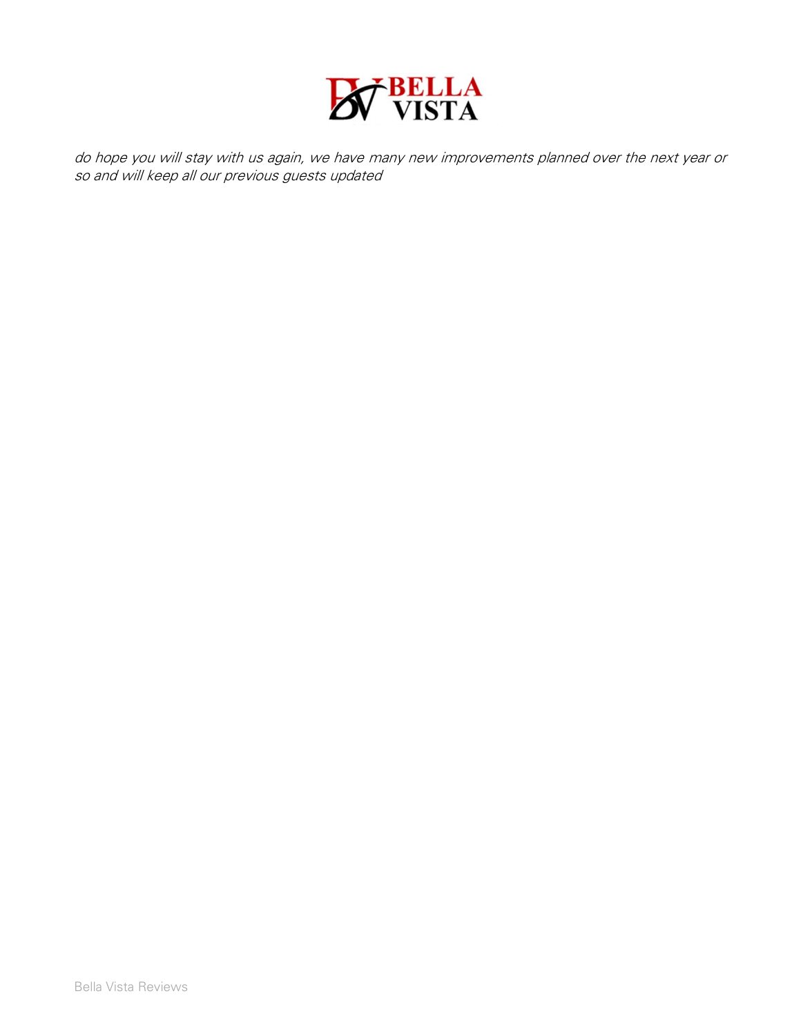*do hope you will stay with us again, we have many new improvements planned over the next year or so and will keep all our previous guests updated*